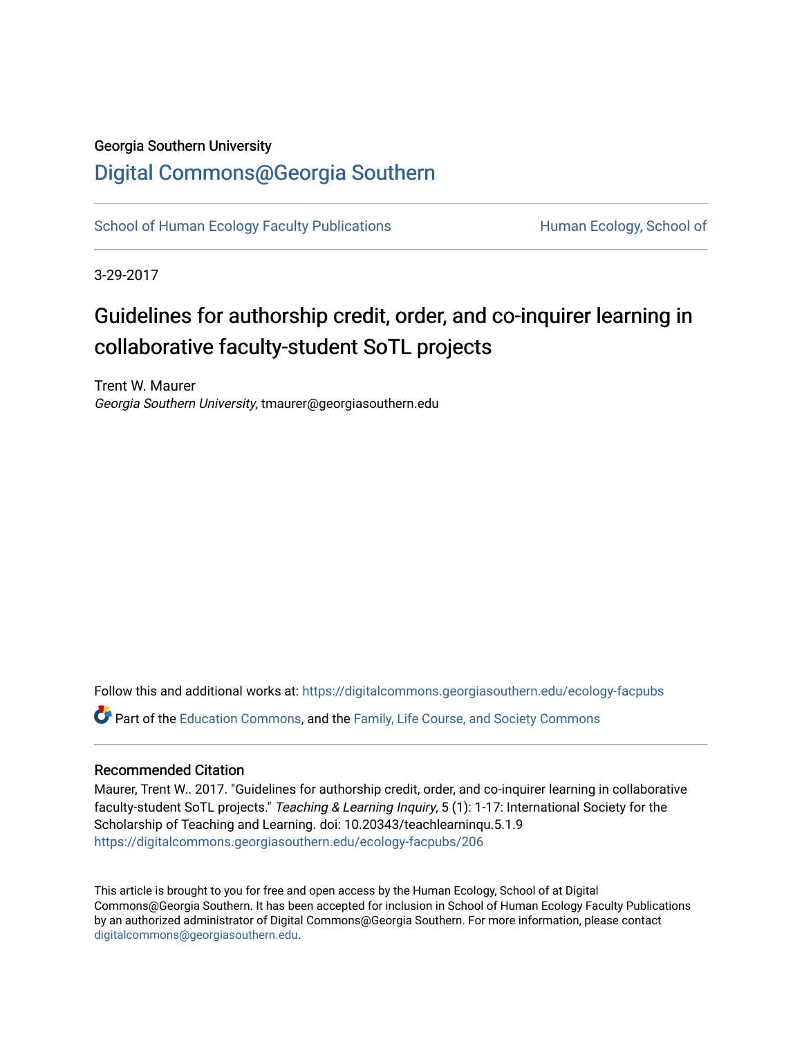Georgia Southern University

# Digital Commons@Georgia Southern

School of Human Ecology Faculty Publications | Human Ecology, School of

3-29-2017

# Guidelines for authorship credit, order, and co-inquirer learning in collaborative faculty-student SoTL projects

Trent W. Maurer
*Georgia Southern University*, tmaurer@georgiasouthern.edu

Follow this and additional works at: https://digitalcommons.georgiasouthern.edu/ecology-facpubs

Part of the Education Commons, and the Family, Life Course, and Society Commons

### Recommended Citation

Maurer, Trent W.. 2017. "Guidelines for authorship credit, order, and co-inquirer learning in collaborative faculty-student SoTL projects." *Teaching & Learning Inquiry*, 5 (1): 1-17: International Society for the Scholarship of Teaching and Learning. doi: 10.20343/teachlearninqu.5.1.9
https://digitalcommons.georgiasouthern.edu/ecology-facpubs/206

This article is brought to you for free and open access by the Human Ecology, School of at Digital Commons@Georgia Southern. It has been accepted for inclusion in School of Human Ecology Faculty Publications by an authorized administrator of Digital Commons@Georgia Southern. For more information, please contact digitalcommons@georgiasouthern.edu.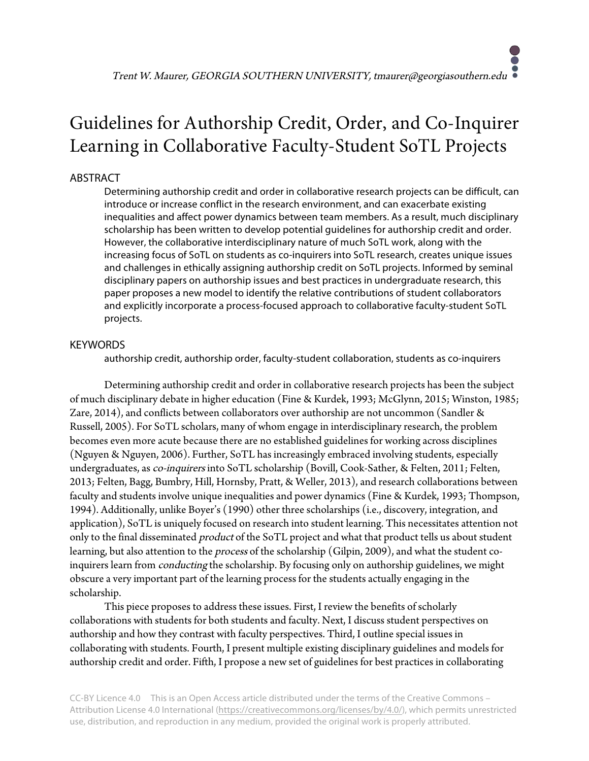Trent W. Maurer, GEORGIA SOUTHERN UNIVERSITY, tmaurer@georgiasouthern.edu

# Guidelines for Authorship Credit, Order, and Co-Inquirer Learning in Collaborative Faculty-Student SoTL Projects

## ABSTRACT

Determining authorship credit and order in collaborative research projects can be difficult, can introduce or increase conflict in the research environment, and can exacerbate existing inequalities and affect power dynamics between team members. As a result, much disciplinary scholarship has been written to develop potential guidelines for authorship credit and order. However, the collaborative interdisciplinary nature of much SoTL work, along with the increasing focus of SoTL on students as co-inquirers into SoTL research, creates unique issues and challenges in ethically assigning authorship credit on SoTL projects. Informed by seminal disciplinary papers on authorship issues and best practices in undergraduate research, this paper proposes a new model to identify the relative contributions of student collaborators and explicitly incorporate a process-focused approach to collaborative faculty-student SoTL projects.

## KEYWORDS

authorship credit, authorship order, faculty-student collaboration, students as co-inquirers

Determining authorship credit and order in collaborative research projects has been the subject of much disciplinary debate in higher education (Fine & Kurdek, 1993; McGlynn, 2015; Winston, 1985; Zare, 2014), and conflicts between collaborators over authorship are not uncommon (Sandler & Russell, 2005). For SoTL scholars, many of whom engage in interdisciplinary research, the problem becomes even more acute because there are no established guidelines for working across disciplines (Nguyen & Nguyen, 2006). Further, SoTL has increasingly embraced involving students, especially undergraduates, as *co-inquirers* into SoTL scholarship (Bovill, Cook-Sather, & Felten, 2011; Felten, 2013; Felten, Bagg, Bumbry, Hill, Hornsby, Pratt, & Weller, 2013), and research collaborations between faculty and students involve unique inequalities and power dynamics (Fine & Kurdek, 1993; Thompson, 1994). Additionally, unlike Boyer's (1990) other three scholarships (i.e., discovery, integration, and application), SoTL is uniquely focused on research into student learning. This necessitates attention not only to the final disseminated *product* of the SoTL project and what that product tells us about student learning, but also attention to the *process* of the scholarship (Gilpin, 2009), and what the student co-inquirers learn from *conducting* the scholarship. By focusing only on authorship guidelines, we might obscure a very important part of the learning process for the students actually engaging in the scholarship.

This piece proposes to address these issues. First, I review the benefits of scholarly collaborations with students for both students and faculty. Next, I discuss student perspectives on authorship and how they contrast with faculty perspectives. Third, I outline special issues in collaborating with students. Fourth, I present multiple existing disciplinary guidelines and models for authorship credit and order. Fifth, I propose a new set of guidelines for best practices in collaborating

CC-BY Licence 4.0 This is an Open Access article distributed under the terms of the Creative Commons – Attribution License 4.0 International (https://creativecommons.org/licenses/by/4.0/), which permits unrestricted use, distribution, and reproduction in any medium, provided the original work is properly attributed.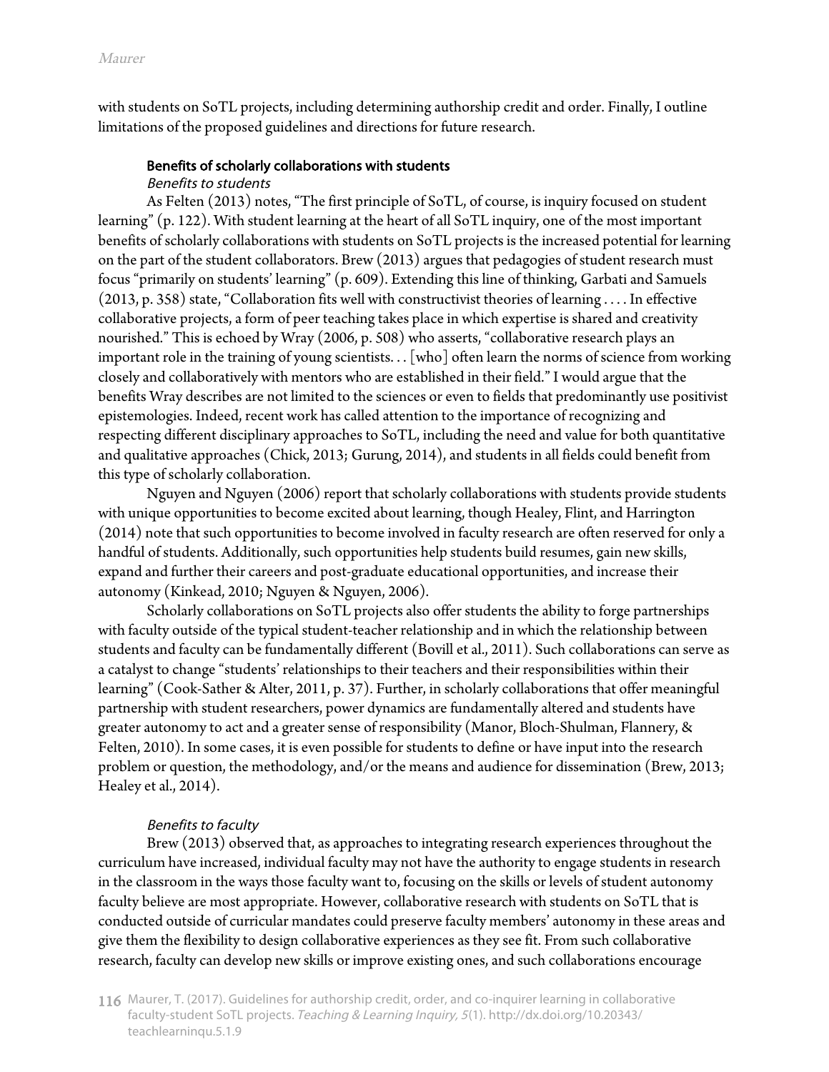with students on SoTL projects, including determining authorship credit and order. Finally, I outline limitations of the proposed guidelines and directions for future research.

## Benefits of scholarly collaborations with students

### *Benefits to students*

As Felten (2013) notes, "The first principle of SoTL, of course, is inquiry focused on student learning" (p. 122). With student learning at the heart of all SoTL inquiry, one of the most important benefits of scholarly collaborations with students on SoTL projects is the increased potential for learning on the part of the student collaborators. Brew (2013) argues that pedagogies of student research must focus "primarily on students' learning" (p. 609). Extending this line of thinking, Garbati and Samuels (2013, p. 358) state, "Collaboration fits well with constructivist theories of learning . . . . In effective collaborative projects, a form of peer teaching takes place in which expertise is shared and creativity nourished." This is echoed by Wray (2006, p. 508) who asserts, "collaborative research plays an important role in the training of young scientists. . . [who] often learn the norms of science from working closely and collaboratively with mentors who are established in their field." I would argue that the benefits Wray describes are not limited to the sciences or even to fields that predominantly use positivist epistemologies. Indeed, recent work has called attention to the importance of recognizing and respecting different disciplinary approaches to SoTL, including the need and value for both quantitative and qualitative approaches (Chick, 2013; Gurung, 2014), and students in all fields could benefit from this type of scholarly collaboration.

Nguyen and Nguyen (2006) report that scholarly collaborations with students provide students with unique opportunities to become excited about learning, though Healey, Flint, and Harrington (2014) note that such opportunities to become involved in faculty research are often reserved for only a handful of students. Additionally, such opportunities help students build resumes, gain new skills, expand and further their careers and post-graduate educational opportunities, and increase their autonomy (Kinkead, 2010; Nguyen & Nguyen, 2006).

Scholarly collaborations on SoTL projects also offer students the ability to forge partnerships with faculty outside of the typical student-teacher relationship and in which the relationship between students and faculty can be fundamentally different (Bovill et al., 2011). Such collaborations can serve as a catalyst to change "students' relationships to their teachers and their responsibilities within their learning" (Cook-Sather & Alter, 2011, p. 37). Further, in scholarly collaborations that offer meaningful partnership with student researchers, power dynamics are fundamentally altered and students have greater autonomy to act and a greater sense of responsibility (Manor, Bloch-Shulman, Flannery, & Felten, 2010). In some cases, it is even possible for students to define or have input into the research problem or question, the methodology, and/or the means and audience for dissemination (Brew, 2013; Healey et al., 2014).

### *Benefits to faculty*

Brew (2013) observed that, as approaches to integrating research experiences throughout the curriculum have increased, individual faculty may not have the authority to engage students in research in the classroom in the ways those faculty want to, focusing on the skills or levels of student autonomy faculty believe are most appropriate. However, collaborative research with students on SoTL that is conducted outside of curricular mandates could preserve faculty members' autonomy in these areas and give them the flexibility to design collaborative experiences as they see fit. From such collaborative research, faculty can develop new skills or improve existing ones, and such collaborations encourage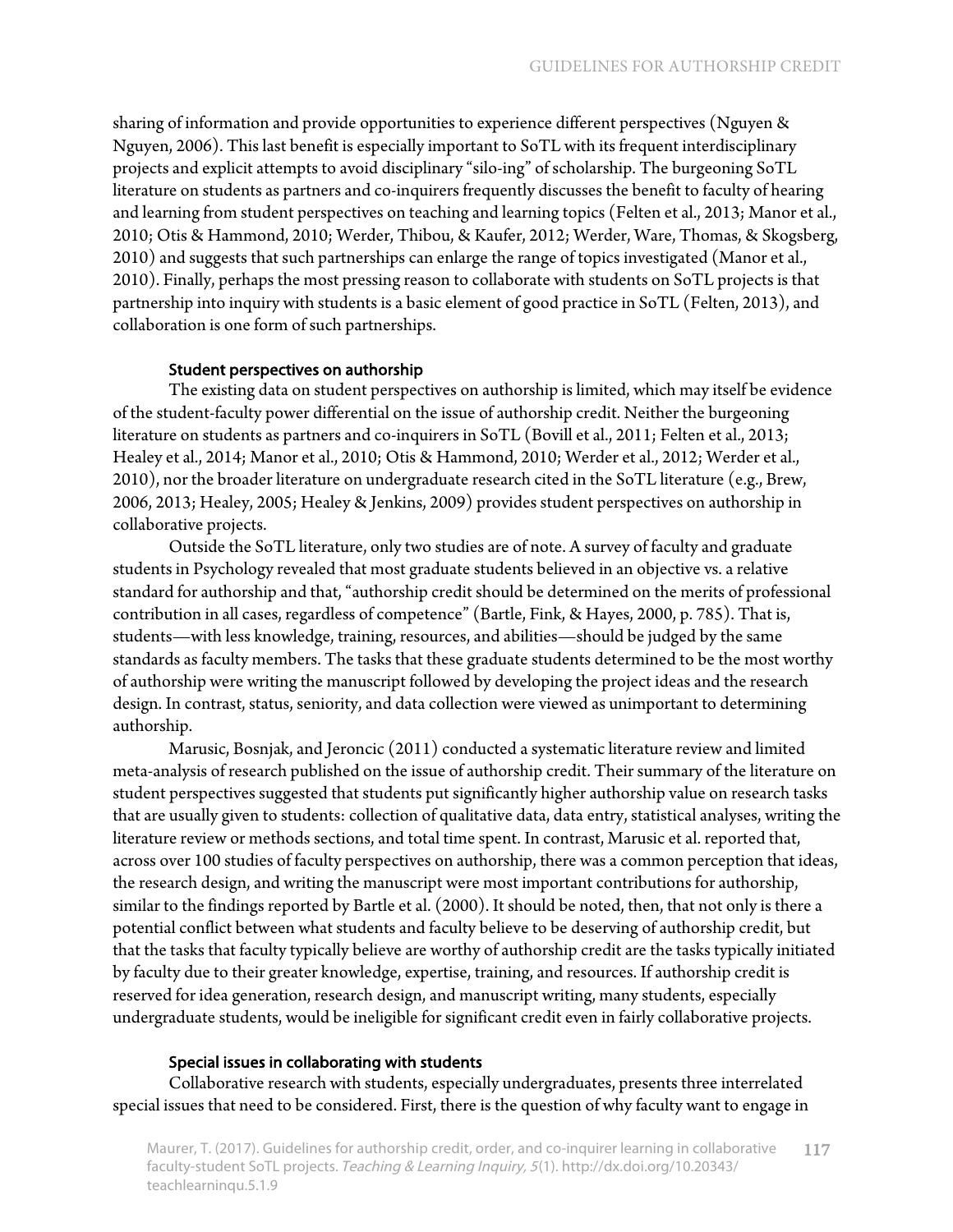sharing of information and provide opportunities to experience different perspectives (Nguyen & Nguyen, 2006). This last benefit is especially important to SoTL with its frequent interdisciplinary projects and explicit attempts to avoid disciplinary "silo-ing" of scholarship. The burgeoning SoTL literature on students as partners and co-inquirers frequently discusses the benefit to faculty of hearing and learning from student perspectives on teaching and learning topics (Felten et al., 2013; Manor et al., 2010; Otis & Hammond, 2010; Werder, Thibou, & Kaufer, 2012; Werder, Ware, Thomas, & Skogsberg, 2010) and suggests that such partnerships can enlarge the range of topics investigated (Manor et al., 2010). Finally, perhaps the most pressing reason to collaborate with students on SoTL projects is that partnership into inquiry with students is a basic element of good practice in SoTL (Felten, 2013), and collaboration is one form of such partnerships.

### Student perspectives on authorship

The existing data on student perspectives on authorship is limited, which may itself be evidence of the student-faculty power differential on the issue of authorship credit. Neither the burgeoning literature on students as partners and co-inquirers in SoTL (Bovill et al., 2011; Felten et al., 2013; Healey et al., 2014; Manor et al., 2010; Otis & Hammond, 2010; Werder et al., 2012; Werder et al., 2010), nor the broader literature on undergraduate research cited in the SoTL literature (e.g., Brew, 2006, 2013; Healey, 2005; Healey & Jenkins, 2009) provides student perspectives on authorship in collaborative projects.

Outside the SoTL literature, only two studies are of note. A survey of faculty and graduate students in Psychology revealed that most graduate students believed in an objective vs. a relative standard for authorship and that, "authorship credit should be determined on the merits of professional contribution in all cases, regardless of competence" (Bartle, Fink, & Hayes, 2000, p. 785). That is, students—with less knowledge, training, resources, and abilities—should be judged by the same standards as faculty members. The tasks that these graduate students determined to be the most worthy of authorship were writing the manuscript followed by developing the project ideas and the research design. In contrast, status, seniority, and data collection were viewed as unimportant to determining authorship.

Marusic, Bosnjak, and Jeroncic (2011) conducted a systematic literature review and limited meta-analysis of research published on the issue of authorship credit. Their summary of the literature on student perspectives suggested that students put significantly higher authorship value on research tasks that are usually given to students: collection of qualitative data, data entry, statistical analyses, writing the literature review or methods sections, and total time spent. In contrast, Marusic et al. reported that, across over 100 studies of faculty perspectives on authorship, there was a common perception that ideas, the research design, and writing the manuscript were most important contributions for authorship, similar to the findings reported by Bartle et al. (2000). It should be noted, then, that not only is there a potential conflict between what students and faculty believe to be deserving of authorship credit, but that the tasks that faculty typically believe are worthy of authorship credit are the tasks typically initiated by faculty due to their greater knowledge, expertise, training, and resources. If authorship credit is reserved for idea generation, research design, and manuscript writing, many students, especially undergraduate students, would be ineligible for significant credit even in fairly collaborative projects.

### Special issues in collaborating with students

Collaborative research with students, especially undergraduates, presents three interrelated special issues that need to be considered. First, there is the question of why faculty want to engage in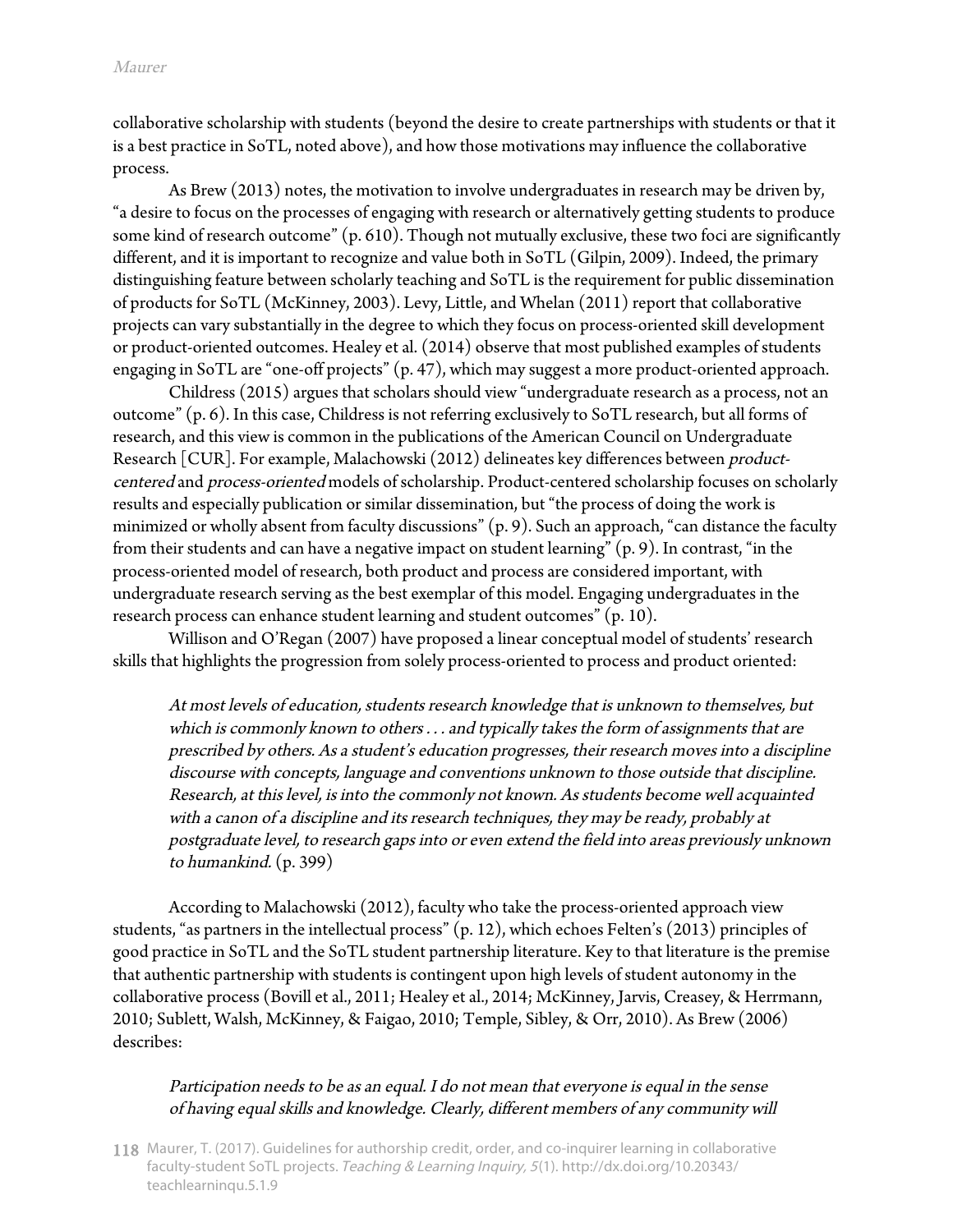collaborative scholarship with students (beyond the desire to create partnerships with students or that it is a best practice in SoTL, noted above), and how those motivations may influence the collaborative process.

As Brew (2013) notes, the motivation to involve undergraduates in research may be driven by, "a desire to focus on the processes of engaging with research or alternatively getting students to produce some kind of research outcome" (p. 610). Though not mutually exclusive, these two foci are significantly different, and it is important to recognize and value both in SoTL (Gilpin, 2009). Indeed, the primary distinguishing feature between scholarly teaching and SoTL is the requirement for public dissemination of products for SoTL (McKinney, 2003). Levy, Little, and Whelan (2011) report that collaborative projects can vary substantially in the degree to which they focus on process-oriented skill development or product-oriented outcomes. Healey et al. (2014) observe that most published examples of students engaging in SoTL are "one-off projects" (p. 47), which may suggest a more product-oriented approach.

Childress (2015) argues that scholars should view "undergraduate research as a process, not an outcome" (p. 6). In this case, Childress is not referring exclusively to SoTL research, but all forms of research, and this view is common in the publications of the American Council on Undergraduate Research [CUR]. For example, Malachowski (2012) delineates key differences between *product-centered* and *process-oriented* models of scholarship. Product-centered scholarship focuses on scholarly results and especially publication or similar dissemination, but "the process of doing the work is minimized or wholly absent from faculty discussions" (p. 9). Such an approach, "can distance the faculty from their students and can have a negative impact on student learning" (p. 9). In contrast, "in the process-oriented model of research, both product and process are considered important, with undergraduate research serving as the best exemplar of this model. Engaging undergraduates in the research process can enhance student learning and student outcomes" (p. 10).

Willison and O'Regan (2007) have proposed a linear conceptual model of students' research skills that highlights the progression from solely process-oriented to process and product oriented:

> *At most levels of education, students research knowledge that is unknown to themselves, but which is commonly known to others . . . and typically takes the form of assignments that are prescribed by others. As a student's education progresses, their research moves into a discipline discourse with concepts, language and conventions unknown to those outside that discipline. Research, at this level, is into the commonly not known. As students become well acquainted with a canon of a discipline and its research techniques, they may be ready, probably at postgraduate level, to research gaps into or even extend the field into areas previously unknown to humankind.* (p. 399)

According to Malachowski (2012), faculty who take the process-oriented approach view students, "as partners in the intellectual process" (p. 12), which echoes Felten's (2013) principles of good practice in SoTL and the SoTL student partnership literature. Key to that literature is the premise that authentic partnership with students is contingent upon high levels of student autonomy in the collaborative process (Bovill et al., 2011; Healey et al., 2014; McKinney, Jarvis, Creasey, & Herrmann, 2010; Sublett, Walsh, McKinney, & Faigao, 2010; Temple, Sibley, & Orr, 2010). As Brew (2006) describes:

> *Participation needs to be as an equal. I do not mean that everyone is equal in the sense of having equal skills and knowledge. Clearly, different members of any community will*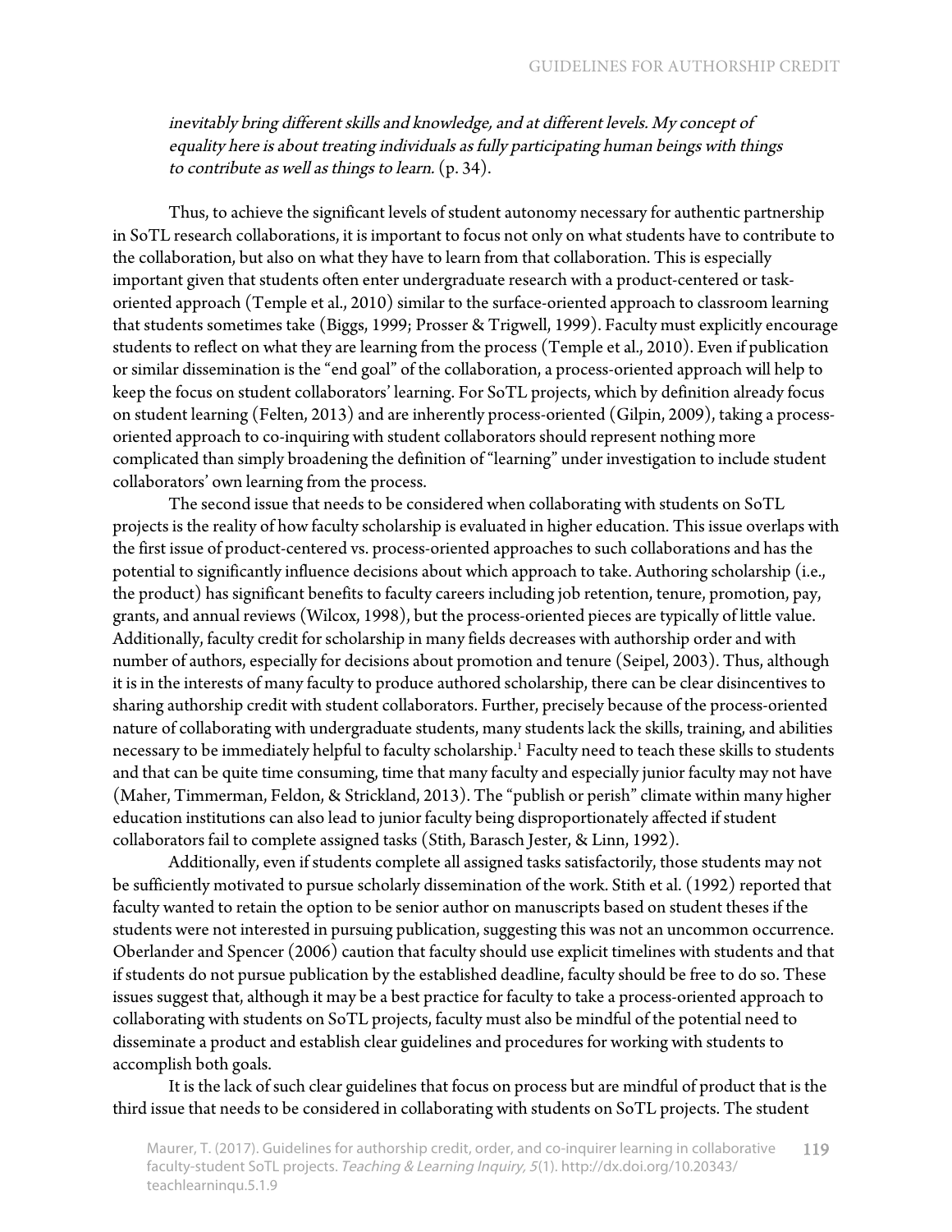*inevitably bring different skills and knowledge, and at different levels. My concept of equality here is about treating individuals as fully participating human beings with things to contribute as well as things to learn.* (p. 34).

Thus, to achieve the significant levels of student autonomy necessary for authentic partnership in SoTL research collaborations, it is important to focus not only on what students have to contribute to the collaboration, but also on what they have to learn from that collaboration. This is especially important given that students often enter undergraduate research with a product-centered or task-oriented approach (Temple et al., 2010) similar to the surface-oriented approach to classroom learning that students sometimes take (Biggs, 1999; Prosser & Trigwell, 1999). Faculty must explicitly encourage students to reflect on what they are learning from the process (Temple et al., 2010). Even if publication or similar dissemination is the "end goal" of the collaboration, a process-oriented approach will help to keep the focus on student collaborators' learning. For SoTL projects, which by definition already focus on student learning (Felten, 2013) and are inherently process-oriented (Gilpin, 2009), taking a process-oriented approach to co-inquiring with student collaborators should represent nothing more complicated than simply broadening the definition of "learning" under investigation to include student collaborators' own learning from the process.

The second issue that needs to be considered when collaborating with students on SoTL projects is the reality of how faculty scholarship is evaluated in higher education. This issue overlaps with the first issue of product-centered vs. process-oriented approaches to such collaborations and has the potential to significantly influence decisions about which approach to take. Authoring scholarship (i.e., the product) has significant benefits to faculty careers including job retention, tenure, promotion, pay, grants, and annual reviews (Wilcox, 1998), but the process-oriented pieces are typically of little value. Additionally, faculty credit for scholarship in many fields decreases with authorship order and with number of authors, especially for decisions about promotion and tenure (Seipel, 2003). Thus, although it is in the interests of many faculty to produce authored scholarship, there can be clear disincentives to sharing authorship credit with student collaborators. Further, precisely because of the process-oriented nature of collaborating with undergraduate students, many students lack the skills, training, and abilities necessary to be immediately helpful to faculty scholarship.[1] Faculty need to teach these skills to students and that can be quite time consuming, time that many faculty and especially junior faculty may not have (Maher, Timmerman, Feldon, & Strickland, 2013). The "publish or perish" climate within many higher education institutions can also lead to junior faculty being disproportionately affected if student collaborators fail to complete assigned tasks (Stith, Barasch Jester, & Linn, 1992).

Additionally, even if students complete all assigned tasks satisfactorily, those students may not be sufficiently motivated to pursue scholarly dissemination of the work. Stith et al. (1992) reported that faculty wanted to retain the option to be senior author on manuscripts based on student theses if the students were not interested in pursuing publication, suggesting this was not an uncommon occurrence. Oberlander and Spencer (2006) caution that faculty should use explicit timelines with students and that if students do not pursue publication by the established deadline, faculty should be free to do so. These issues suggest that, although it may be a best practice for faculty to take a process-oriented approach to collaborating with students on SoTL projects, faculty must also be mindful of the potential need to disseminate a product and establish clear guidelines and procedures for working with students to accomplish both goals.

It is the lack of such clear guidelines that focus on process but are mindful of product that is the third issue that needs to be considered in collaborating with students on SoTL projects. The student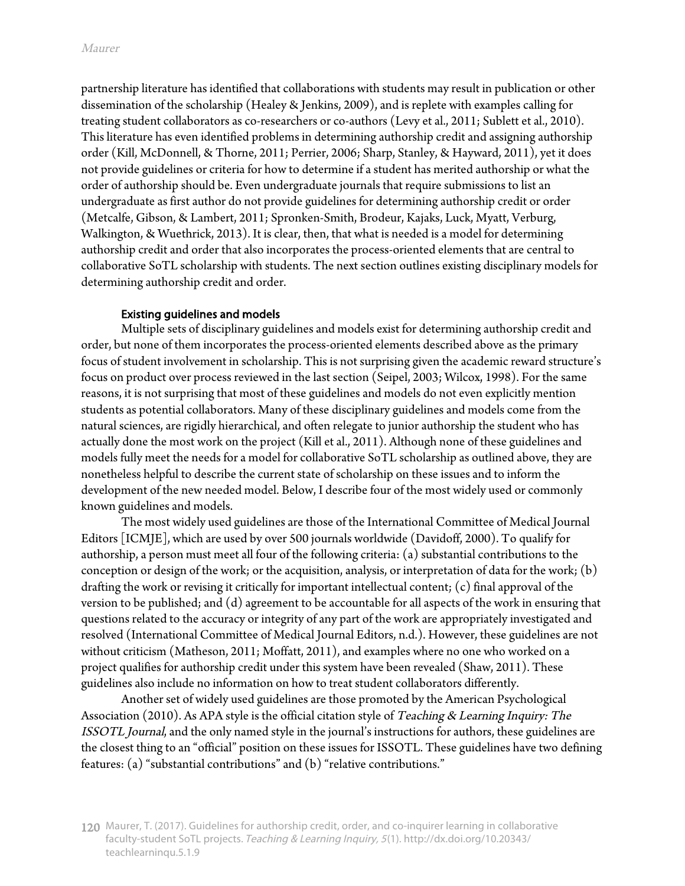partnership literature has identified that collaborations with students may result in publication or other dissemination of the scholarship (Healey & Jenkins, 2009), and is replete with examples calling for treating student collaborators as co-researchers or co-authors (Levy et al., 2011; Sublett et al., 2010). This literature has even identified problems in determining authorship credit and assigning authorship order (Kill, McDonnell, & Thorne, 2011; Perrier, 2006; Sharp, Stanley, & Hayward, 2011), yet it does not provide guidelines or criteria for how to determine if a student has merited authorship or what the order of authorship should be. Even undergraduate journals that require submissions to list an undergraduate as first author do not provide guidelines for determining authorship credit or order (Metcalfe, Gibson, & Lambert, 2011; Spronken-Smith, Brodeur, Kajaks, Luck, Myatt, Verburg, Walkington, & Wuethrick, 2013). It is clear, then, that what is needed is a model for determining authorship credit and order that also incorporates the process-oriented elements that are central to collaborative SoTL scholarship with students. The next section outlines existing disciplinary models for determining authorship credit and order.

### Existing guidelines and models

Multiple sets of disciplinary guidelines and models exist for determining authorship credit and order, but none of them incorporates the process-oriented elements described above as the primary focus of student involvement in scholarship. This is not surprising given the academic reward structure's focus on product over process reviewed in the last section (Seipel, 2003; Wilcox, 1998). For the same reasons, it is not surprising that most of these guidelines and models do not even explicitly mention students as potential collaborators. Many of these disciplinary guidelines and models come from the natural sciences, are rigidly hierarchical, and often relegate to junior authorship the student who has actually done the most work on the project (Kill et al., 2011). Although none of these guidelines and models fully meet the needs for a model for collaborative SoTL scholarship as outlined above, they are nonetheless helpful to describe the current state of scholarship on these issues and to inform the development of the new needed model. Below, I describe four of the most widely used or commonly known guidelines and models.

The most widely used guidelines are those of the International Committee of Medical Journal Editors [ICMJE], which are used by over 500 journals worldwide (Davidoff, 2000). To qualify for authorship, a person must meet all four of the following criteria: (a) substantial contributions to the conception or design of the work; or the acquisition, analysis, or interpretation of data for the work; (b) drafting the work or revising it critically for important intellectual content; (c) final approval of the version to be published; and (d) agreement to be accountable for all aspects of the work in ensuring that questions related to the accuracy or integrity of any part of the work are appropriately investigated and resolved (International Committee of Medical Journal Editors, n.d.). However, these guidelines are not without criticism (Matheson, 2011; Moffatt, 2011), and examples where no one who worked on a project qualifies for authorship credit under this system have been revealed (Shaw, 2011). These guidelines also include no information on how to treat student collaborators differently.

Another set of widely used guidelines are those promoted by the American Psychological Association (2010). As APA style is the official citation style of *Teaching & Learning Inquiry: The ISSOTL Journal*, and the only named style in the journal's instructions for authors, these guidelines are the closest thing to an "official" position on these issues for ISSOTL. These guidelines have two defining features: (a) "substantial contributions" and (b) "relative contributions."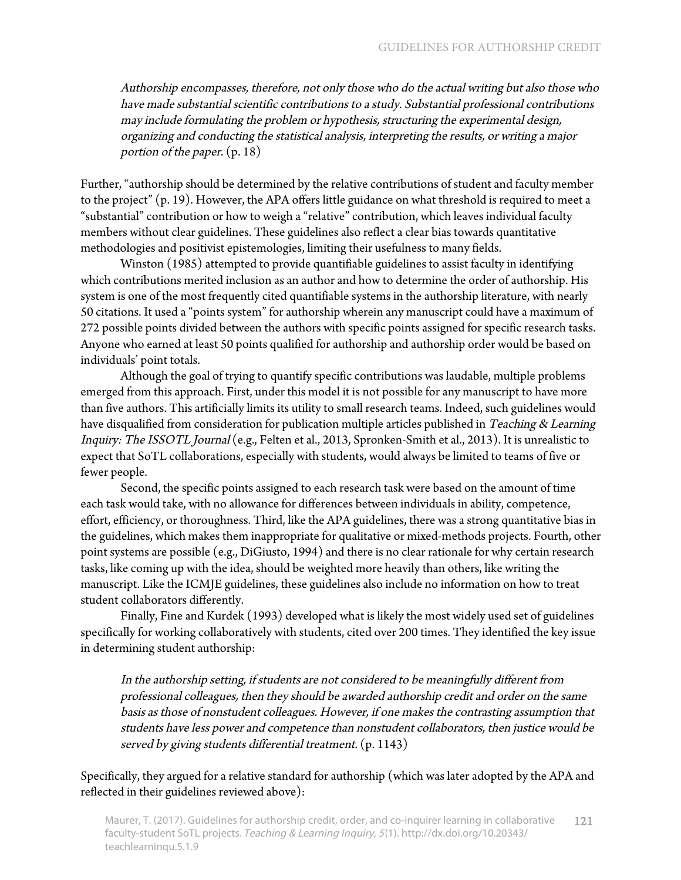> *Authorship encompasses, therefore, not only those who do the actual writing but also those who have made substantial scientific contributions to a study. Substantial professional contributions may include formulating the problem or hypothesis, structuring the experimental design, organizing and conducting the statistical analysis, interpreting the results, or writing a major portion of the paper.* (p. 18)

Further, "authorship should be determined by the relative contributions of student and faculty member to the project" (p. 19). However, the APA offers little guidance on what threshold is required to meet a "substantial" contribution or how to weigh a "relative" contribution, which leaves individual faculty members without clear guidelines. These guidelines also reflect a clear bias towards quantitative methodologies and positivist epistemologies, limiting their usefulness to many fields.

Winston (1985) attempted to provide quantifiable guidelines to assist faculty in identifying which contributions merited inclusion as an author and how to determine the order of authorship. His system is one of the most frequently cited quantifiable systems in the authorship literature, with nearly 50 citations. It used a "points system" for authorship wherein any manuscript could have a maximum of 272 possible points divided between the authors with specific points assigned for specific research tasks. Anyone who earned at least 50 points qualified for authorship and authorship order would be based on individuals' point totals.

Although the goal of trying to quantify specific contributions was laudable, multiple problems emerged from this approach. First, under this model it is not possible for any manuscript to have more than five authors. This artificially limits its utility to small research teams. Indeed, such guidelines would have disqualified from consideration for publication multiple articles published in *Teaching & Learning Inquiry: The ISSOTL Journal* (e.g., Felten et al., 2013, Spronken-Smith et al., 2013). It is unrealistic to expect that SoTL collaborations, especially with students, would always be limited to teams of five or fewer people.

Second, the specific points assigned to each research task were based on the amount of time each task would take, with no allowance for differences between individuals in ability, competence, effort, efficiency, or thoroughness. Third, like the APA guidelines, there was a strong quantitative bias in the guidelines, which makes them inappropriate for qualitative or mixed-methods projects. Fourth, other point systems are possible (e.g., DiGiusto, 1994) and there is no clear rationale for why certain research tasks, like coming up with the idea, should be weighted more heavily than others, like writing the manuscript. Like the ICMJE guidelines, these guidelines also include no information on how to treat student collaborators differently.

Finally, Fine and Kurdek (1993) developed what is likely the most widely used set of guidelines specifically for working collaboratively with students, cited over 200 times. They identified the key issue in determining student authorship:

> *In the authorship setting, if students are not considered to be meaningfully different from professional colleagues, then they should be awarded authorship credit and order on the same basis as those of nonstudent colleagues. However, if one makes the contrasting assumption that students have less power and competence than nonstudent collaborators, then justice would be served by giving students differential treatment.* (p. 1143)

Specifically, they argued for a relative standard for authorship (which was later adopted by the APA and reflected in their guidelines reviewed above):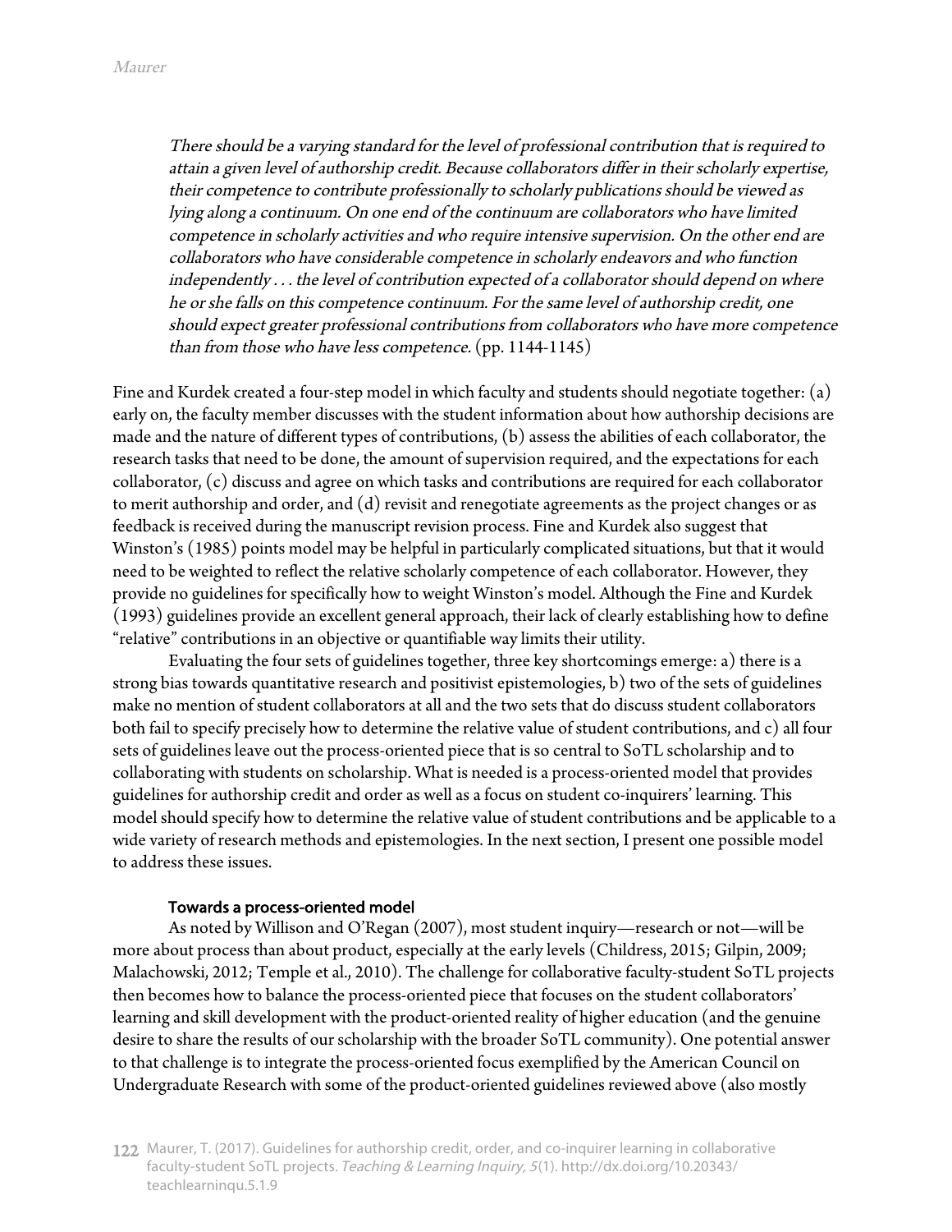> *There should be a varying standard for the level of professional contribution that is required to attain a given level of authorship credit. Because collaborators differ in their scholarly expertise, their competence to contribute professionally to scholarly publications should be viewed as lying along a continuum. On one end of the continuum are collaborators who have limited competence in scholarly activities and who require intensive supervision. On the other end are collaborators who have considerable competence in scholarly endeavors and who function independently . . . the level of contribution expected of a collaborator should depend on where he or she falls on this competence continuum. For the same level of authorship credit, one should expect greater professional contributions from collaborators who have more competence than from those who have less competence.* (pp. 1144-1145)

Fine and Kurdek created a four-step model in which faculty and students should negotiate together: (a) early on, the faculty member discusses with the student information about how authorship decisions are made and the nature of different types of contributions, (b) assess the abilities of each collaborator, the research tasks that need to be done, the amount of supervision required, and the expectations for each collaborator, (c) discuss and agree on which tasks and contributions are required for each collaborator to merit authorship and order, and (d) revisit and renegotiate agreements as the project changes or as feedback is received during the manuscript revision process. Fine and Kurdek also suggest that Winston's (1985) points model may be helpful in particularly complicated situations, but that it would need to be weighted to reflect the relative scholarly competence of each collaborator. However, they provide no guidelines for specifically how to weight Winston's model. Although the Fine and Kurdek (1993) guidelines provide an excellent general approach, their lack of clearly establishing how to define "relative" contributions in an objective or quantifiable way limits their utility.

Evaluating the four sets of guidelines together, three key shortcomings emerge: a) there is a strong bias towards quantitative research and positivist epistemologies, b) two of the sets of guidelines make no mention of student collaborators at all and the two sets that do discuss student collaborators both fail to specify precisely how to determine the relative value of student contributions, and c) all four sets of guidelines leave out the process-oriented piece that is so central to SoTL scholarship and to collaborating with students on scholarship. What is needed is a process-oriented model that provides guidelines for authorship credit and order as well as a focus on student co-inquirers' learning. This model should specify how to determine the relative value of student contributions and be applicable to a wide variety of research methods and epistemologies. In the next section, I present one possible model to address these issues.

### Towards a process-oriented model

As noted by Willison and O'Regan (2007), most student inquiry—research or not—will be more about process than about product, especially at the early levels (Childress, 2015; Gilpin, 2009; Malachowski, 2012; Temple et al., 2010). The challenge for collaborative faculty-student SoTL projects then becomes how to balance the process-oriented piece that focuses on the student collaborators' learning and skill development with the product-oriented reality of higher education (and the genuine desire to share the results of our scholarship with the broader SoTL community). One potential answer to that challenge is to integrate the process-oriented focus exemplified by the American Council on Undergraduate Research with some of the product-oriented guidelines reviewed above (also mostly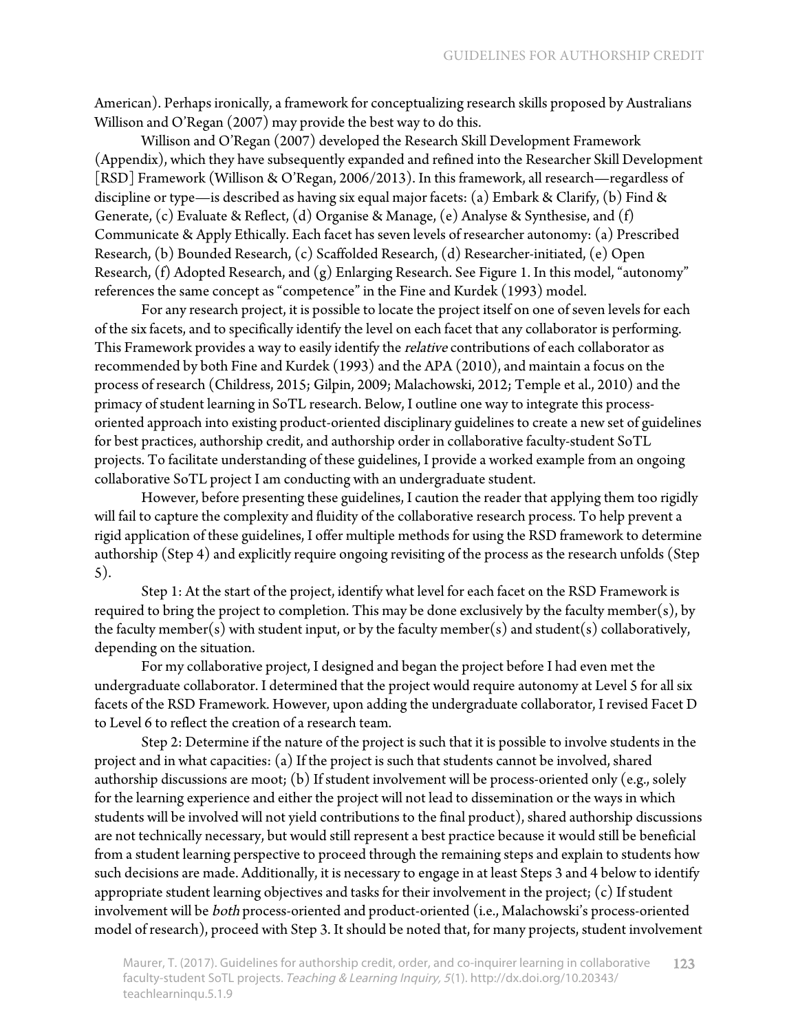American). Perhaps ironically, a framework for conceptualizing research skills proposed by Australians Willison and O'Regan (2007) may provide the best way to do this.

Willison and O'Regan (2007) developed the Research Skill Development Framework (Appendix), which they have subsequently expanded and refined into the Researcher Skill Development [RSD] Framework (Willison & O'Regan, 2006/2013). In this framework, all research—regardless of discipline or type—is described as having six equal major facets: (a) Embark & Clarify, (b) Find & Generate, (c) Evaluate & Reflect, (d) Organise & Manage, (e) Analyse & Synthesise, and (f) Communicate & Apply Ethically. Each facet has seven levels of researcher autonomy: (a) Prescribed Research, (b) Bounded Research, (c) Scaffolded Research, (d) Researcher-initiated, (e) Open Research, (f) Adopted Research, and (g) Enlarging Research. See Figure 1. In this model, "autonomy" references the same concept as "competence" in the Fine and Kurdek (1993) model.

For any research project, it is possible to locate the project itself on one of seven levels for each of the six facets, and to specifically identify the level on each facet that any collaborator is performing. This Framework provides a way to easily identify the *relative* contributions of each collaborator as recommended by both Fine and Kurdek (1993) and the APA (2010), and maintain a focus on the process of research (Childress, 2015; Gilpin, 2009; Malachowski, 2012; Temple et al., 2010) and the primacy of student learning in SoTL research. Below, I outline one way to integrate this process-oriented approach into existing product-oriented disciplinary guidelines to create a new set of guidelines for best practices, authorship credit, and authorship order in collaborative faculty-student SoTL projects. To facilitate understanding of these guidelines, I provide a worked example from an ongoing collaborative SoTL project I am conducting with an undergraduate student.

However, before presenting these guidelines, I caution the reader that applying them too rigidly will fail to capture the complexity and fluidity of the collaborative research process. To help prevent a rigid application of these guidelines, I offer multiple methods for using the RSD framework to determine authorship (Step 4) and explicitly require ongoing revisiting of the process as the research unfolds (Step 5).

Step 1: At the start of the project, identify what level for each facet on the RSD Framework is required to bring the project to completion. This may be done exclusively by the faculty member(s), by the faculty member(s) with student input, or by the faculty member(s) and student(s) collaboratively, depending on the situation.

For my collaborative project, I designed and began the project before I had even met the undergraduate collaborator. I determined that the project would require autonomy at Level 5 for all six facets of the RSD Framework. However, upon adding the undergraduate collaborator, I revised Facet D to Level 6 to reflect the creation of a research team.

Step 2: Determine if the nature of the project is such that it is possible to involve students in the project and in what capacities: (a) If the project is such that students cannot be involved, shared authorship discussions are moot; (b) If student involvement will be process-oriented only (e.g., solely for the learning experience and either the project will not lead to dissemination or the ways in which students will be involved will not yield contributions to the final product), shared authorship discussions are not technically necessary, but would still represent a best practice because it would still be beneficial from a student learning perspective to proceed through the remaining steps and explain to students how such decisions are made. Additionally, it is necessary to engage in at least Steps 3 and 4 below to identify appropriate student learning objectives and tasks for their involvement in the project; (c) If student involvement will be *both* process-oriented and product-oriented (i.e., Malachowski's process-oriented model of research), proceed with Step 3. It should be noted that, for many projects, student involvement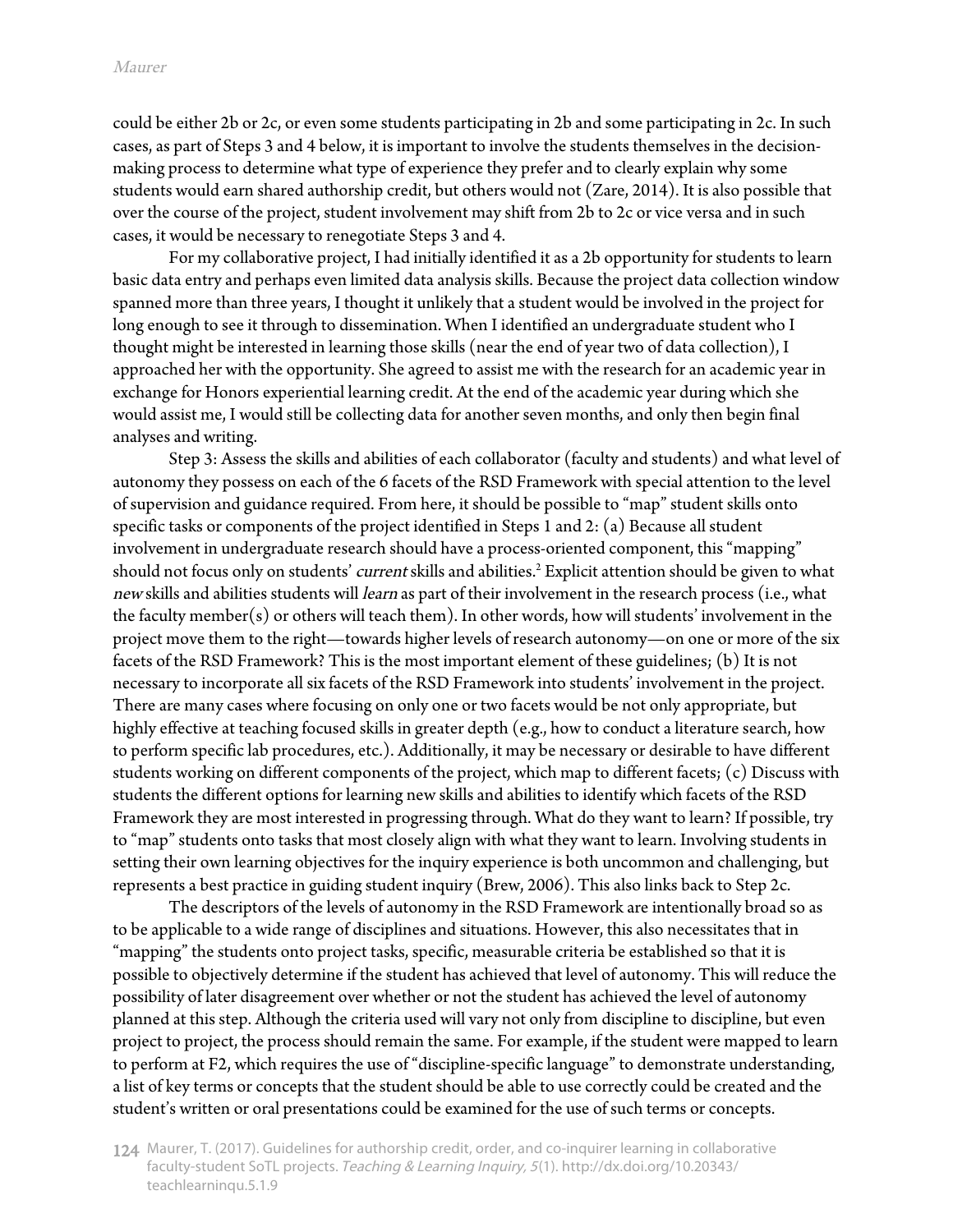could be either 2b or 2c, or even some students participating in 2b and some participating in 2c. In such cases, as part of Steps 3 and 4 below, it is important to involve the students themselves in the decision-making process to determine what type of experience they prefer and to clearly explain why some students would earn shared authorship credit, but others would not (Zare, 2014). It is also possible that over the course of the project, student involvement may shift from 2b to 2c or vice versa and in such cases, it would be necessary to renegotiate Steps 3 and 4.

For my collaborative project, I had initially identified it as a 2b opportunity for students to learn basic data entry and perhaps even limited data analysis skills. Because the project data collection window spanned more than three years, I thought it unlikely that a student would be involved in the project for long enough to see it through to dissemination. When I identified an undergraduate student who I thought might be interested in learning those skills (near the end of year two of data collection), I approached her with the opportunity. She agreed to assist me with the research for an academic year in exchange for Honors experiential learning credit. At the end of the academic year during which she would assist me, I would still be collecting data for another seven months, and only then begin final analyses and writing.

Step 3: Assess the skills and abilities of each collaborator (faculty and students) and what level of autonomy they possess on each of the 6 facets of the RSD Framework with special attention to the level of supervision and guidance required. From here, it should be possible to "map" student skills onto specific tasks or components of the project identified in Steps 1 and 2: (a) Because all student involvement in undergraduate research should have a process-oriented component, this "mapping" should not focus only on students' *current* skills and abilities.[2] Explicit attention should be given to what *new* skills and abilities students will *learn* as part of their involvement in the research process (i.e., what the faculty member(s) or others will teach them). In other words, how will students' involvement in the project move them to the right—towards higher levels of research autonomy—on one or more of the six facets of the RSD Framework? This is the most important element of these guidelines; (b) It is not necessary to incorporate all six facets of the RSD Framework into students' involvement in the project. There are many cases where focusing on only one or two facets would be not only appropriate, but highly effective at teaching focused skills in greater depth (e.g., how to conduct a literature search, how to perform specific lab procedures, etc.). Additionally, it may be necessary or desirable to have different students working on different components of the project, which map to different facets; (c) Discuss with students the different options for learning new skills and abilities to identify which facets of the RSD Framework they are most interested in progressing through. What do they want to learn? If possible, try to "map" students onto tasks that most closely align with what they want to learn. Involving students in setting their own learning objectives for the inquiry experience is both uncommon and challenging, but represents a best practice in guiding student inquiry (Brew, 2006). This also links back to Step 2c.

The descriptors of the levels of autonomy in the RSD Framework are intentionally broad so as to be applicable to a wide range of disciplines and situations. However, this also necessitates that in "mapping" the students onto project tasks, specific, measurable criteria be established so that it is possible to objectively determine if the student has achieved that level of autonomy. This will reduce the possibility of later disagreement over whether or not the student has achieved the level of autonomy planned at this step. Although the criteria used will vary not only from discipline to discipline, but even project to project, the process should remain the same. For example, if the student were mapped to learn to perform at F2, which requires the use of "discipline-specific language" to demonstrate understanding, a list of key terms or concepts that the student should be able to use correctly could be created and the student's written or oral presentations could be examined for the use of such terms or concepts.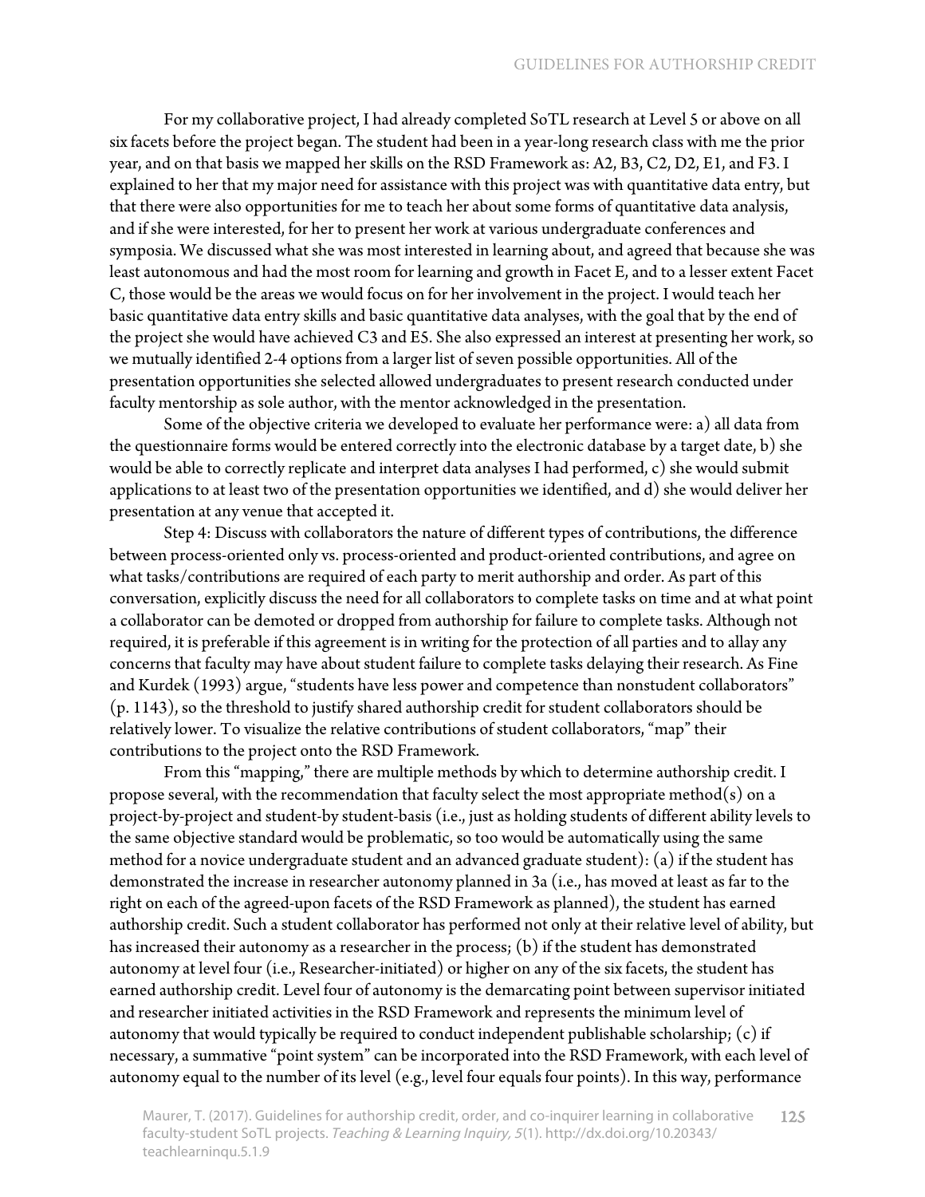For my collaborative project, I had already completed SoTL research at Level 5 or above on all six facets before the project began. The student had been in a year-long research class with me the prior year, and on that basis we mapped her skills on the RSD Framework as: A2, B3, C2, D2, E1, and F3. I explained to her that my major need for assistance with this project was with quantitative data entry, but that there were also opportunities for me to teach her about some forms of quantitative data analysis, and if she were interested, for her to present her work at various undergraduate conferences and symposia. We discussed what she was most interested in learning about, and agreed that because she was least autonomous and had the most room for learning and growth in Facet E, and to a lesser extent Facet C, those would be the areas we would focus on for her involvement in the project. I would teach her basic quantitative data entry skills and basic quantitative data analyses, with the goal that by the end of the project she would have achieved C3 and E5. She also expressed an interest at presenting her work, so we mutually identified 2-4 options from a larger list of seven possible opportunities. All of the presentation opportunities she selected allowed undergraduates to present research conducted under faculty mentorship as sole author, with the mentor acknowledged in the presentation.

Some of the objective criteria we developed to evaluate her performance were: a) all data from the questionnaire forms would be entered correctly into the electronic database by a target date, b) she would be able to correctly replicate and interpret data analyses I had performed, c) she would submit applications to at least two of the presentation opportunities we identified, and d) she would deliver her presentation at any venue that accepted it.

Step 4: Discuss with collaborators the nature of different types of contributions, the difference between process-oriented only vs. process-oriented and product-oriented contributions, and agree on what tasks/contributions are required of each party to merit authorship and order. As part of this conversation, explicitly discuss the need for all collaborators to complete tasks on time and at what point a collaborator can be demoted or dropped from authorship for failure to complete tasks. Although not required, it is preferable if this agreement is in writing for the protection of all parties and to allay any concerns that faculty may have about student failure to complete tasks delaying their research. As Fine and Kurdek (1993) argue, "students have less power and competence than nonstudent collaborators" (p. 1143), so the threshold to justify shared authorship credit for student collaborators should be relatively lower. To visualize the relative contributions of student collaborators, "map" their contributions to the project onto the RSD Framework.

From this "mapping," there are multiple methods by which to determine authorship credit. I propose several, with the recommendation that faculty select the most appropriate method(s) on a project-by-project and student-by student-basis (i.e., just as holding students of different ability levels to the same objective standard would be problematic, so too would be automatically using the same method for a novice undergraduate student and an advanced graduate student): (a) if the student has demonstrated the increase in researcher autonomy planned in 3a (i.e., has moved at least as far to the right on each of the agreed-upon facets of the RSD Framework as planned), the student has earned authorship credit. Such a student collaborator has performed not only at their relative level of ability, but has increased their autonomy as a researcher in the process; (b) if the student has demonstrated autonomy at level four (i.e., Researcher-initiated) or higher on any of the six facets, the student has earned authorship credit. Level four of autonomy is the demarcating point between supervisor initiated and researcher initiated activities in the RSD Framework and represents the minimum level of autonomy that would typically be required to conduct independent publishable scholarship; (c) if necessary, a summative "point system" can be incorporated into the RSD Framework, with each level of autonomy equal to the number of its level (e.g., level four equals four points). In this way, performance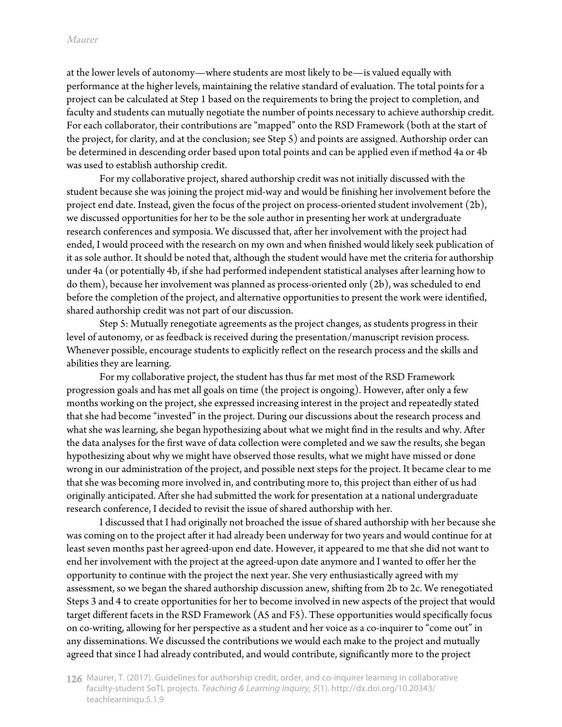at the lower levels of autonomy—where students are most likely to be—is valued equally with performance at the higher levels, maintaining the relative standard of evaluation. The total points for a project can be calculated at Step 1 based on the requirements to bring the project to completion, and faculty and students can mutually negotiate the number of points necessary to achieve authorship credit. For each collaborator, their contributions are "mapped" onto the RSD Framework (both at the start of the project, for clarity, and at the conclusion; see Step 5) and points are assigned. Authorship order can be determined in descending order based upon total points and can be applied even if method 4a or 4b was used to establish authorship credit.

For my collaborative project, shared authorship credit was not initially discussed with the student because she was joining the project mid-way and would be finishing her involvement before the project end date. Instead, given the focus of the project on process-oriented student involvement (2b), we discussed opportunities for her to be the sole author in presenting her work at undergraduate research conferences and symposia. We discussed that, after her involvement with the project had ended, I would proceed with the research on my own and when finished would likely seek publication of it as sole author. It should be noted that, although the student would have met the criteria for authorship under 4a (or potentially 4b, if she had performed independent statistical analyses after learning how to do them), because her involvement was planned as process-oriented only (2b), was scheduled to end before the completion of the project, and alternative opportunities to present the work were identified, shared authorship credit was not part of our discussion.

Step 5: Mutually renegotiate agreements as the project changes, as students progress in their level of autonomy, or as feedback is received during the presentation/manuscript revision process. Whenever possible, encourage students to explicitly reflect on the research process and the skills and abilities they are learning.

For my collaborative project, the student has thus far met most of the RSD Framework progression goals and has met all goals on time (the project is ongoing). However, after only a few months working on the project, she expressed increasing interest in the project and repeatedly stated that she had become "invested" in the project. During our discussions about the research process and what she was learning, she began hypothesizing about what we might find in the results and why. After the data analyses for the first wave of data collection were completed and we saw the results, she began hypothesizing about why we might have observed those results, what we might have missed or done wrong in our administration of the project, and possible next steps for the project. It became clear to me that she was becoming more involved in, and contributing more to, this project than either of us had originally anticipated. After she had submitted the work for presentation at a national undergraduate research conference, I decided to revisit the issue of shared authorship with her.

I discussed that I had originally not broached the issue of shared authorship with her because she was coming on to the project after it had already been underway for two years and would continue for at least seven months past her agreed-upon end date. However, it appeared to me that she did not want to end her involvement with the project at the agreed-upon date anymore and I wanted to offer her the opportunity to continue with the project the next year. She very enthusiastically agreed with my assessment, so we began the shared authorship discussion anew, shifting from 2b to 2c. We renegotiated Steps 3 and 4 to create opportunities for her to become involved in new aspects of the project that would target different facets in the RSD Framework (A5 and F5). These opportunities would specifically focus on co-writing, allowing for her perspective as a student and her voice as a co-inquirer to "come out" in any disseminations. We discussed the contributions we would each make to the project and mutually agreed that since I had already contributed, and would contribute, significantly more to the project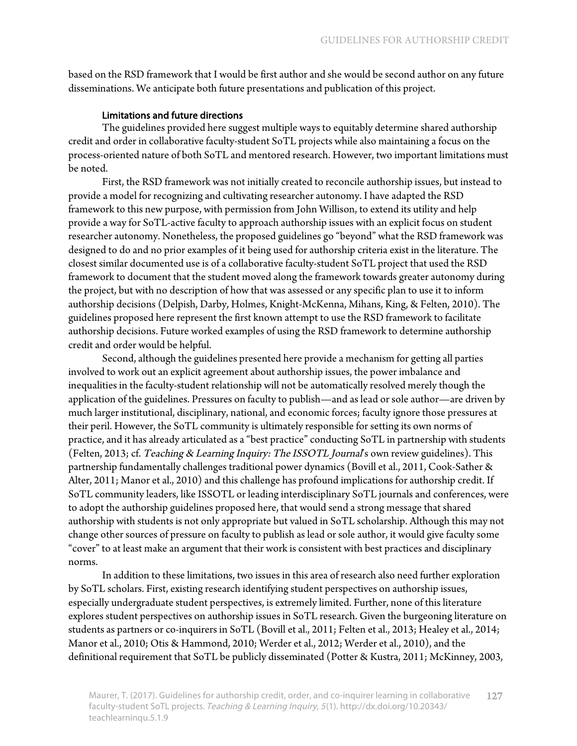based on the RSD framework that I would be first author and she would be second author on any future disseminations. We anticipate both future presentations and publication of this project.

### Limitations and future directions

The guidelines provided here suggest multiple ways to equitably determine shared authorship credit and order in collaborative faculty-student SoTL projects while also maintaining a focus on the process-oriented nature of both SoTL and mentored research. However, two important limitations must be noted.

First, the RSD framework was not initially created to reconcile authorship issues, but instead to provide a model for recognizing and cultivating researcher autonomy. I have adapted the RSD framework to this new purpose, with permission from John Willison, to extend its utility and help provide a way for SoTL-active faculty to approach authorship issues with an explicit focus on student researcher autonomy. Nonetheless, the proposed guidelines go "beyond" what the RSD framework was designed to do and no prior examples of it being used for authorship criteria exist in the literature. The closest similar documented use is of a collaborative faculty-student SoTL project that used the RSD framework to document that the student moved along the framework towards greater autonomy during the project, but with no description of how that was assessed or any specific plan to use it to inform authorship decisions (Delpish, Darby, Holmes, Knight-McKenna, Mihans, King, & Felten, 2010). The guidelines proposed here represent the first known attempt to use the RSD framework to facilitate authorship decisions. Future worked examples of using the RSD framework to determine authorship credit and order would be helpful.

Second, although the guidelines presented here provide a mechanism for getting all parties involved to work out an explicit agreement about authorship issues, the power imbalance and inequalities in the faculty-student relationship will not be automatically resolved merely though the application of the guidelines. Pressures on faculty to publish—and as lead or sole author—are driven by much larger institutional, disciplinary, national, and economic forces; faculty ignore those pressures at their peril. However, the SoTL community is ultimately responsible for setting its own norms of practice, and it has already articulated as a "best practice" conducting SoTL in partnership with students (Felten, 2013; cf. *Teaching & Learning Inquiry: The ISSOTL Journal*'s own review guidelines). This partnership fundamentally challenges traditional power dynamics (Bovill et al., 2011, Cook-Sather & Alter, 2011; Manor et al., 2010) and this challenge has profound implications for authorship credit. If SoTL community leaders, like ISSOTL or leading interdisciplinary SoTL journals and conferences, were to adopt the authorship guidelines proposed here, that would send a strong message that shared authorship with students is not only appropriate but valued in SoTL scholarship. Although this may not change other sources of pressure on faculty to publish as lead or sole author, it would give faculty some "cover" to at least make an argument that their work is consistent with best practices and disciplinary norms.

In addition to these limitations, two issues in this area of research also need further exploration by SoTL scholars. First, existing research identifying student perspectives on authorship issues, especially undergraduate student perspectives, is extremely limited. Further, none of this literature explores student perspectives on authorship issues in SoTL research. Given the burgeoning literature on students as partners or co-inquirers in SoTL (Bovill et al., 2011; Felten et al., 2013; Healey et al., 2014; Manor et al., 2010; Otis & Hammond, 2010; Werder et al., 2012; Werder et al., 2010), and the definitional requirement that SoTL be publicly disseminated (Potter & Kustra, 2011; McKinney, 2003,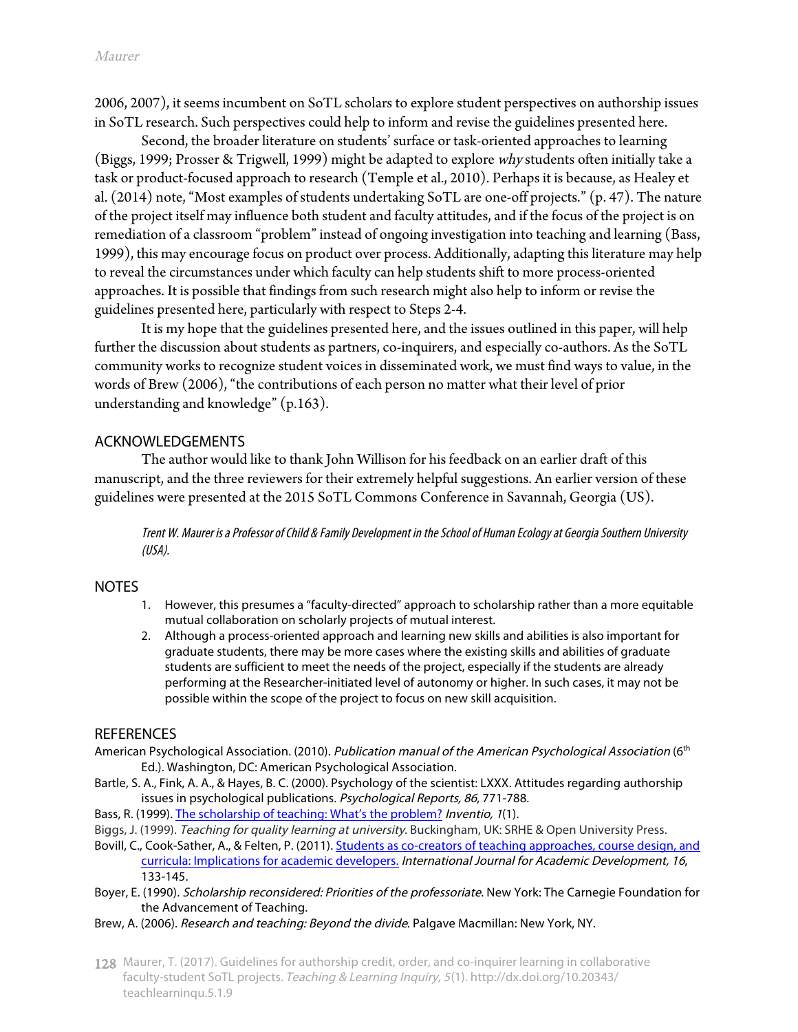2006, 2007), it seems incumbent on SoTL scholars to explore student perspectives on authorship issues in SoTL research. Such perspectives could help to inform and revise the guidelines presented here.

Second, the broader literature on students' surface or task-oriented approaches to learning (Biggs, 1999; Prosser & Trigwell, 1999) might be adapted to explore *why* students often initially take a task or product-focused approach to research (Temple et al., 2010). Perhaps it is because, as Healey et al. (2014) note, "Most examples of students undertaking SoTL are one-off projects." (p. 47). The nature of the project itself may influence both student and faculty attitudes, and if the focus of the project is on remediation of a classroom "problem" instead of ongoing investigation into teaching and learning (Bass, 1999), this may encourage focus on product over process. Additionally, adapting this literature may help to reveal the circumstances under which faculty can help students shift to more process-oriented approaches. It is possible that findings from such research might also help to inform or revise the guidelines presented here, particularly with respect to Steps 2-4.

It is my hope that the guidelines presented here, and the issues outlined in this paper, will help further the discussion about students as partners, co-inquirers, and especially co-authors. As the SoTL community works to recognize student voices in disseminated work, we must find ways to value, in the words of Brew (2006), "the contributions of each person no matter what their level of prior understanding and knowledge" (p.163).

## ACKNOWLEDGEMENTS

The author would like to thank John Willison for his feedback on an earlier draft of this manuscript, and the three reviewers for their extremely helpful suggestions. An earlier version of these guidelines were presented at the 2015 SoTL Commons Conference in Savannah, Georgia (US).

*Trent W. Maurer is a Professor of Child & Family Development in the School of Human Ecology at Georgia Southern University (USA).*

## NOTES

1. However, this presumes a "faculty-directed" approach to scholarship rather than a more equitable mutual collaboration on scholarly projects of mutual interest.
2. Although a process-oriented approach and learning new skills and abilities is also important for graduate students, there may be more cases where the existing skills and abilities of graduate students are sufficient to meet the needs of the project, especially if the students are already performing at the Researcher-initiated level of autonomy or higher. In such cases, it may not be possible within the scope of the project to focus on new skill acquisition.

## REFERENCES

American Psychological Association. (2010). *Publication manual of the American Psychological Association* (6th Ed.). Washington, DC: American Psychological Association.

Bartle, S. A., Fink, A. A., & Hayes, B. C. (2000). Psychology of the scientist: LXXX. Attitudes regarding authorship issues in psychological publications. *Psychological Reports, 86*, 771-788.

Bass, R. (1999). The scholarship of teaching: What's the problem? *Inventio, 1*(1).

Biggs, J. (1999). *Teaching for quality learning at university*. Buckingham, UK: SRHE & Open University Press.

Bovill, C., Cook-Sather, A., & Felten, P. (2011). Students as co-creators of teaching approaches, course design, and curricula: Implications for academic developers. *International Journal for Academic Development, 16*, 133-145.

Boyer, E. (1990). *Scholarship reconsidered: Priorities of the professoriate*. New York: The Carnegie Foundation for the Advancement of Teaching.

Brew, A. (2006). *Research and teaching: Beyond the divide*. Palgave Macmillan: New York, NY.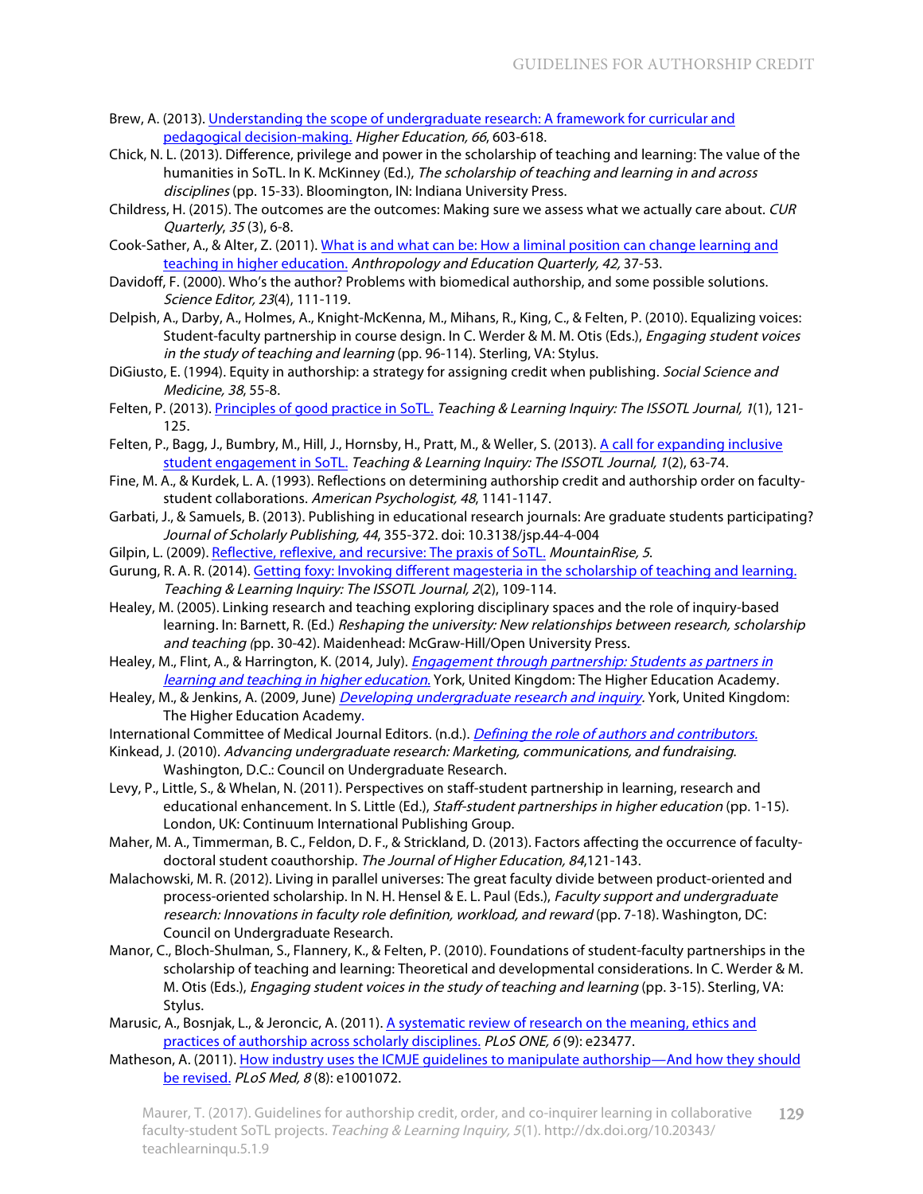Brew, A. (2013). [Understanding the scope of undergraduate research: A framework for curricular and pedagogical decision-making.] *Higher Education, 66*, 603-618.

Chick, N. L. (2013). Difference, privilege and power in the scholarship of teaching and learning: The value of the humanities in SoTL. In K. McKinney (Ed.), *The scholarship of teaching and learning in and across disciplines* (pp. 15-33). Bloomington, IN: Indiana University Press.

Childress, H. (2015). The outcomes are the outcomes: Making sure we assess what we actually care about. *CUR Quarterly, 35* (3), 6-8.

Cook-Sather, A., & Alter, Z. (2011). [What is and what can be: How a liminal position can change learning and teaching in higher education.] *Anthropology and Education Quarterly, 42,* 37-53.

Davidoff, F. (2000). Who's the author? Problems with biomedical authorship, and some possible solutions. *Science Editor, 23*(4), 111-119.

Delpish, A., Darby, A., Holmes, A., Knight-McKenna, M., Mihans, R., King, C., & Felten, P. (2010). Equalizing voices: Student-faculty partnership in course design. In C. Werder & M. M. Otis (Eds.), *Engaging student voices in the study of teaching and learning* (pp. 96-114). Sterling, VA: Stylus.

DiGiusto, E. (1994). Equity in authorship: a strategy for assigning credit when publishing. *Social Science and Medicine, 38*, 55-8.

Felten, P. (2013). [Principles of good practice in SoTL.] *Teaching & Learning Inquiry: The ISSOTL Journal, 1*(1), 121-125.

Felten, P., Bagg, J., Bumbry, M., Hill, J., Hornsby, H., Pratt, M., & Weller, S. (2013). [A call for expanding inclusive student engagement in SoTL.] *Teaching & Learning Inquiry: The ISSOTL Journal, 1*(2), 63-74.

Fine, M. A., & Kurdek, L. A. (1993). Reflections on determining authorship credit and authorship order on faculty-student collaborations. *American Psychologist, 48*, 1141-1147.

Garbati, J., & Samuels, B. (2013). Publishing in educational research journals: Are graduate students participating? *Journal of Scholarly Publishing, 44*, 355-372. doi: 10.3138/jsp.44-4-004

Gilpin, L. (2009). [Reflective, reflexive, and recursive: The praxis of SoTL.] *MountainRise, 5*.

Gurung, R. A. R. (2014). [Getting foxy: Invoking different magesteria in the scholarship of teaching and learning.] *Teaching & Learning Inquiry: The ISSOTL Journal, 2*(2), 109-114.

Healey, M. (2005). Linking research and teaching exploring disciplinary spaces and the role of inquiry-based learning. In: Barnett, R. (Ed.) *Reshaping the university: New relationships between research, scholarship and teaching (*pp. 30-42). Maidenhead: McGraw-Hill/Open University Press.

Healey, M., Flint, A., & Harrington, K. (2014, July). [*Engagement through partnership: Students as partners in learning and teaching in higher education.*] York, United Kingdom: The Higher Education Academy.

Healey, M., & Jenkins, A. (2009, June) [*Developing undergraduate research and inquiry*]. York, United Kingdom: The Higher Education Academy.

International Committee of Medical Journal Editors. (n.d.). [*Defining the role of authors and contributors.*]

Kinkead, J. (2010). *Advancing undergraduate research: Marketing, communications, and fundraising*. Washington, D.C.: Council on Undergraduate Research.

Levy, P., Little, S., & Whelan, N. (2011). Perspectives on staff-student partnership in learning, research and educational enhancement. In S. Little (Ed.), *Staff-student partnerships in higher education* (pp. 1-15). London, UK: Continuum International Publishing Group.

Maher, M. A., Timmerman, B. C., Feldon, D. F., & Strickland, D. (2013). Factors affecting the occurrence of faculty-doctoral student coauthorship. *The Journal of Higher Education, 84*,121-143.

Malachowski, M. R. (2012). Living in parallel universes: The great faculty divide between product-oriented and process-oriented scholarship. In N. H. Hensel & E. L. Paul (Eds.), *Faculty support and undergraduate research: Innovations in faculty role definition, workload, and reward* (pp. 7-18). Washington, DC: Council on Undergraduate Research.

Manor, C., Bloch-Shulman, S., Flannery, K., & Felten, P. (2010). Foundations of student-faculty partnerships in the scholarship of teaching and learning: Theoretical and developmental considerations. In C. Werder & M. M. Otis (Eds.), *Engaging student voices in the study of teaching and learning* (pp. 3-15). Sterling, VA: Stylus.

Marusic, A., Bosnjak, L., & Jeroncic, A. (2011). [A systematic review of research on the meaning, ethics and practices of authorship across scholarly disciplines.] *PLoS ONE, 6* (9): e23477.

Matheson, A. (2011). [How industry uses the ICMJE guidelines to manipulate authorship—And how they should be revised.] *PLoS Med, 8* (8): e1001072.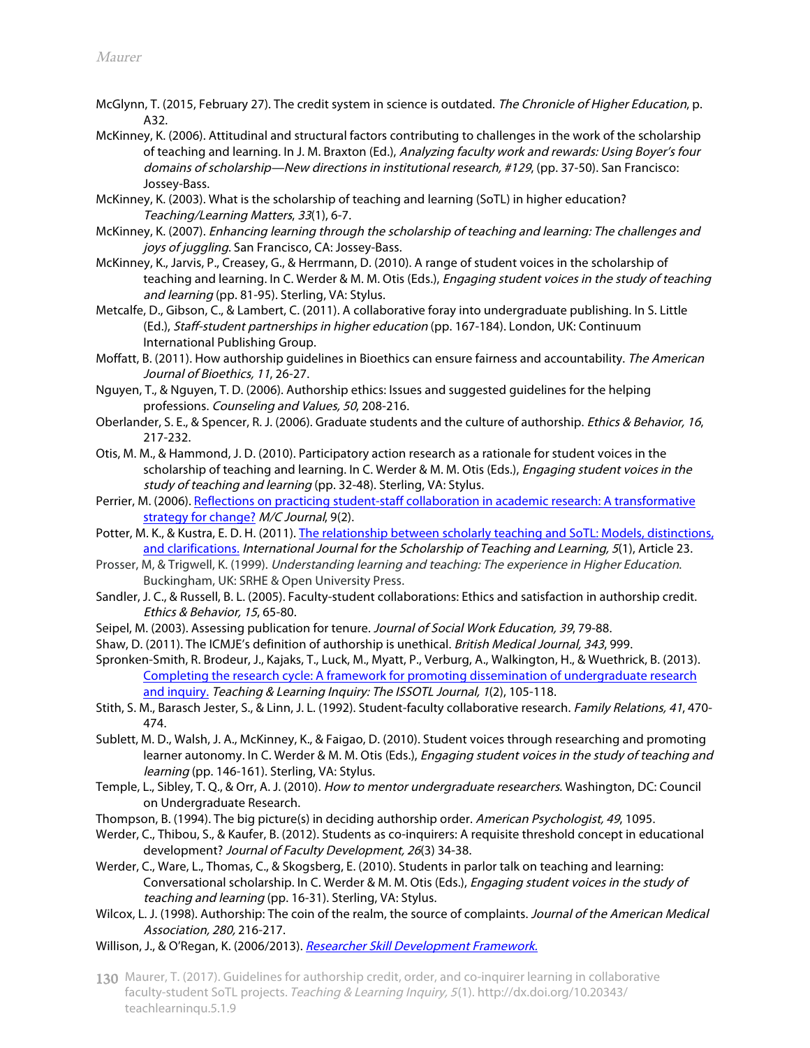McGlynn, T. (2015, February 27). The credit system in science is outdated. *The Chronicle of Higher Education*, p. A32.

McKinney, K. (2006). Attitudinal and structural factors contributing to challenges in the work of the scholarship of teaching and learning. In J. M. Braxton (Ed.), *Analyzing faculty work and rewards: Using Boyer's four domains of scholarship—New directions in institutional research, #129*, (pp. 37-50). San Francisco: Jossey-Bass.

McKinney, K. (2003). What is the scholarship of teaching and learning (SoTL) in higher education? *Teaching/Learning Matters*, *33*(1), 6-7.

McKinney, K. (2007). *Enhancing learning through the scholarship of teaching and learning: The challenges and joys of juggling*. San Francisco, CA: Jossey-Bass.

McKinney, K., Jarvis, P., Creasey, G., & Herrmann, D. (2010). A range of student voices in the scholarship of teaching and learning. In C. Werder & M. M. Otis (Eds.), *Engaging student voices in the study of teaching and learning* (pp. 81-95). Sterling, VA: Stylus.

Metcalfe, D., Gibson, C., & Lambert, C. (2011). A collaborative foray into undergraduate publishing. In S. Little (Ed.), *Staff-student partnerships in higher education* (pp. 167-184). London, UK: Continuum International Publishing Group.

Moffatt, B. (2011). How authorship guidelines in Bioethics can ensure fairness and accountability. *The American Journal of Bioethics, 11*, 26-27.

Nguyen, T., & Nguyen, T. D. (2006). Authorship ethics: Issues and suggested guidelines for the helping professions. *Counseling and Values, 50*, 208-216.

Oberlander, S. E., & Spencer, R. J. (2006). Graduate students and the culture of authorship. *Ethics & Behavior, 16*, 217-232.

Otis, M. M., & Hammond, J. D. (2010). Participatory action research as a rationale for student voices in the scholarship of teaching and learning. In C. Werder & M. M. Otis (Eds.), *Engaging student voices in the study of teaching and learning* (pp. 32-48). Sterling, VA: Stylus.

Perrier, M. (2006). Reflections on practicing student-staff collaboration in academic research: A transformative strategy for change? *M/C Journal*, 9(2).

Potter, M. K., & Kustra, E. D. H. (2011). The relationship between scholarly teaching and SoTL: Models, distinctions, and clarifications. *International Journal for the Scholarship of Teaching and Learning, 5*(1), Article 23.

Prosser, M, & Trigwell, K. (1999). *Understanding learning and teaching: The experience in Higher Education*. Buckingham, UK: SRHE & Open University Press.

Sandler, J. C., & Russell, B. L. (2005). Faculty-student collaborations: Ethics and satisfaction in authorship credit. *Ethics & Behavior, 15*, 65-80.

Seipel, M. (2003). Assessing publication for tenure. *Journal of Social Work Education, 39*, 79-88.

Shaw, D. (2011). The ICMJE's definition of authorship is unethical. *British Medical Journal, 343*, 999.

Spronken-Smith, R. Brodeur, J., Kajaks, T., Luck, M., Myatt, P., Verburg, A., Walkington, H., & Wuethrick, B. (2013). Completing the research cycle: A framework for promoting dissemination of undergraduate research and inquiry. *Teaching & Learning Inquiry: The ISSOTL Journal, 1*(2), 105-118.

Stith, S. M., Barasch Jester, S., & Linn, J. L. (1992). Student-faculty collaborative research. *Family Relations, 41*, 470-474.

Sublett, M. D., Walsh, J. A., McKinney, K., & Faigao, D. (2010). Student voices through researching and promoting learner autonomy. In C. Werder & M. M. Otis (Eds.), *Engaging student voices in the study of teaching and learning* (pp. 146-161). Sterling, VA: Stylus.

Temple, L., Sibley, T. Q., & Orr, A. J. (2010). *How to mentor undergraduate researchers*. Washington, DC: Council on Undergraduate Research.

Thompson, B. (1994). The big picture(s) in deciding authorship order. *American Psychologist, 49*, 1095.

Werder, C., Thibou, S., & Kaufer, B. (2012). Students as co-inquirers: A requisite threshold concept in educational development? *Journal of Faculty Development, 26*(3) 34-38.

Werder, C., Ware, L., Thomas, C., & Skogsberg, E. (2010). Students in parlor talk on teaching and learning: Conversational scholarship. In C. Werder & M. M. Otis (Eds.), *Engaging student voices in the study of teaching and learning* (pp. 16-31). Sterling, VA: Stylus.

Wilcox, L. J. (1998). Authorship: The coin of the realm, the source of complaints. *Journal of the American Medical Association, 280*, 216-217.

Willison, J., & O'Regan, K. (2006/2013). *Researcher Skill Development Framework.*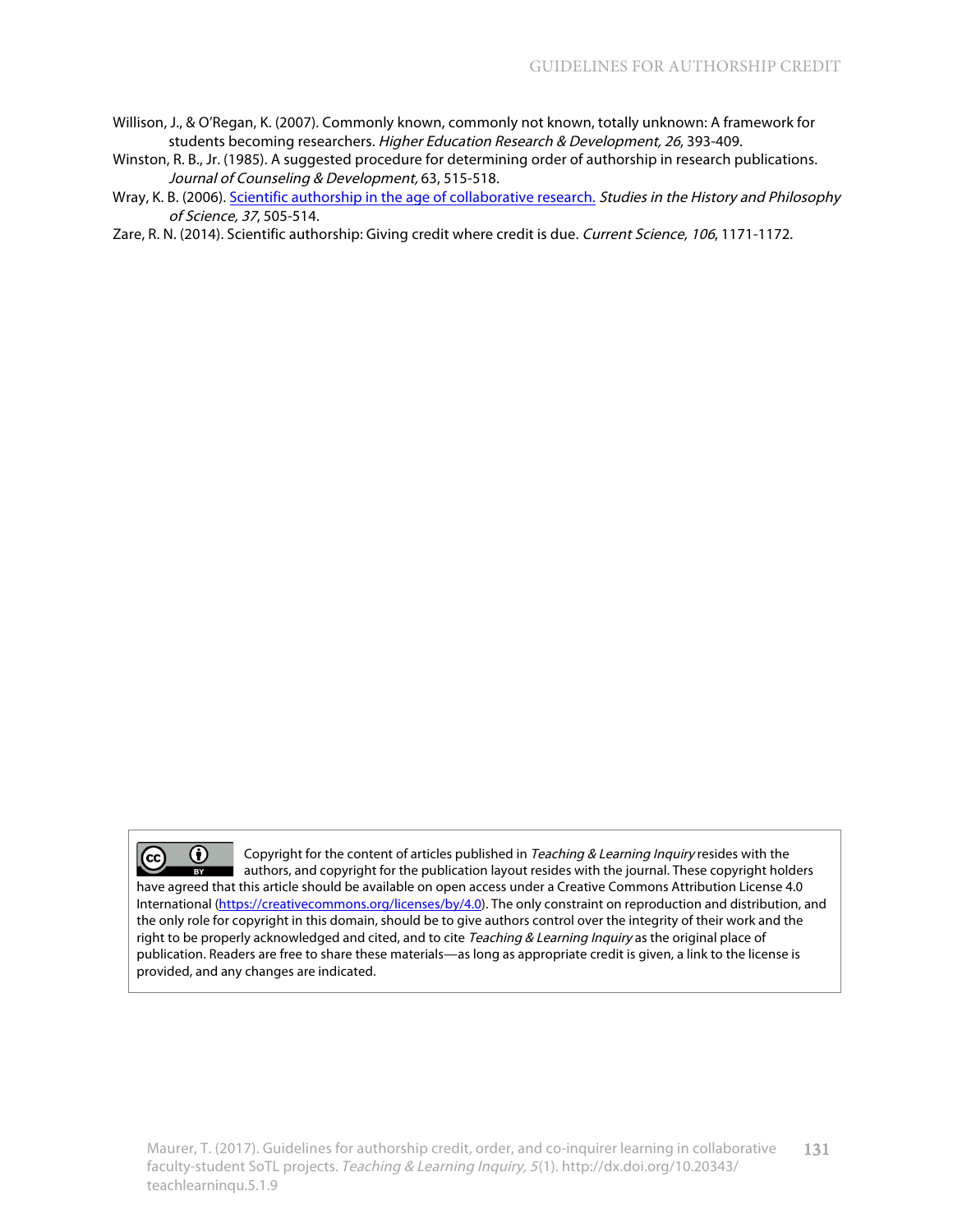Willison, J., & O'Regan, K. (2007). Commonly known, commonly not known, totally unknown: A framework for students becoming researchers. *Higher Education Research & Development, 26*, 393-409.

Winston, R. B., Jr. (1985). A suggested procedure for determining order of authorship in research publications. *Journal of Counseling & Development,* 63, 515-518.

Wray, K. B. (2006). Scientific authorship in the age of collaborative research. *Studies in the History and Philosophy of Science, 37*, 505-514.

Zare, R. N. (2014). Scientific authorship: Giving credit where credit is due. *Current Science, 106*, 1171-1172.

Copyright for the content of articles published in *Teaching & Learning Inquiry* resides with the authors, and copyright for the publication layout resides with the journal. These copyright holders have agreed that this article should be available on open access under a Creative Commons Attribution License 4.0 International (https://creativecommons.org/licenses/by/4.0). The only constraint on reproduction and distribution, and the only role for copyright in this domain, should be to give authors control over the integrity of their work and the right to be properly acknowledged and cited, and to cite *Teaching & Learning Inquiry* as the original place of publication. Readers are free to share these materials—as long as appropriate credit is given, a link to the license is provided, and any changes are indicated.